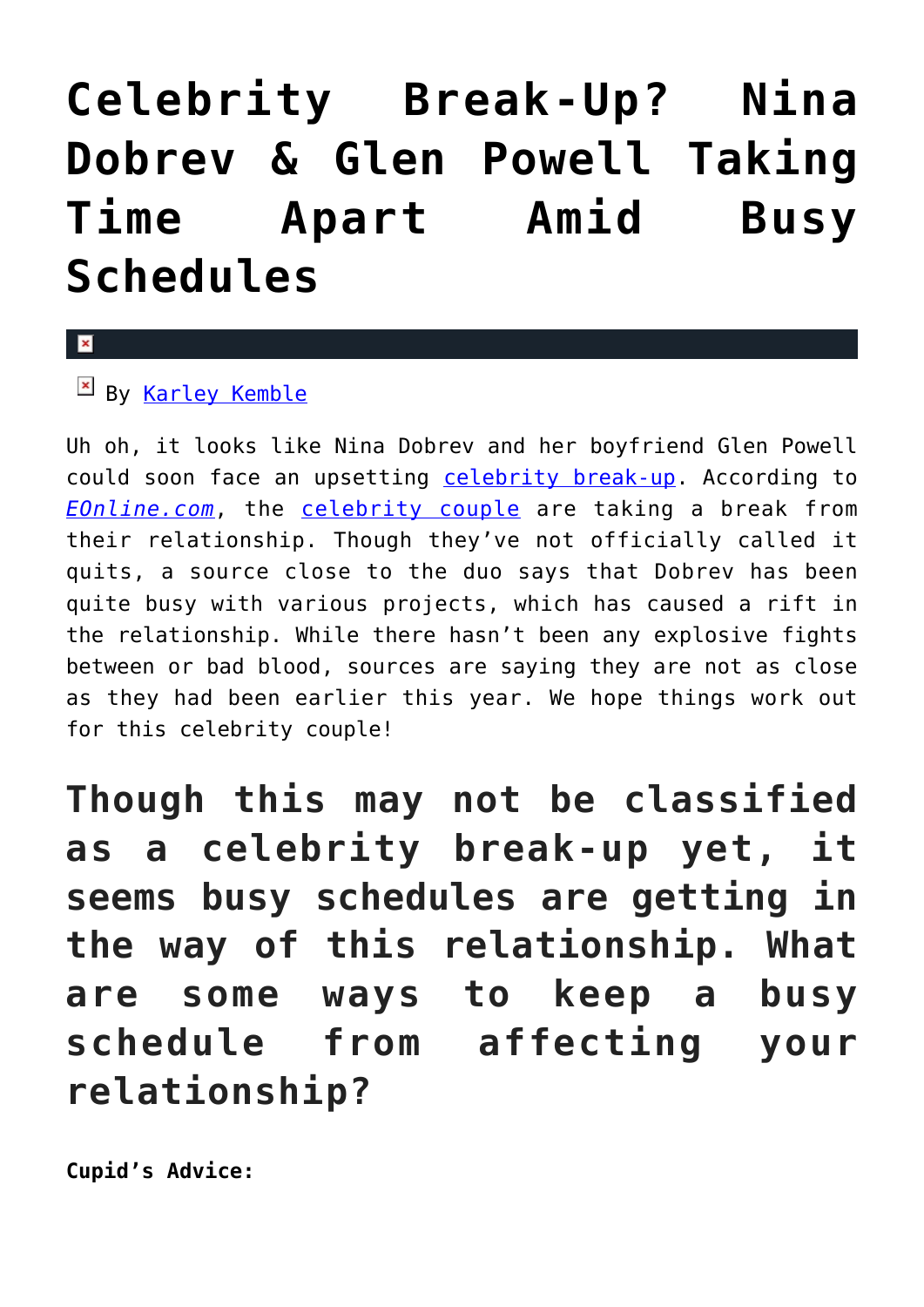# Celebrity Break-Up? Nina Dobrev & Glen Powell Taking Time Apart Amid Busy Schedules

By Karley Kemble

Uh oh, it looks like Nina Dobrev and her boyfriend Glen Powell could soon face an upsetting celebrity break-up. According to *EOnline.com*, the celebrity couple are taking a break from their relationship. Though they've not officially called it quits, a source close to the duo says that Dobrev has been quite busy with various projects, which has caused a rift in the relationship. While there hasn't been any explosive fights between or bad blood, sources are saying they are not as close as they had been earlier this year. We hope things work out for this celebrity couple!

## Though this may not be classified as a celebrity break-up yet, it seems busy schedules are getting in the way of this relationship. What are some ways to keep a busy schedule from affecting your relationship?

**Cupid's Advice:**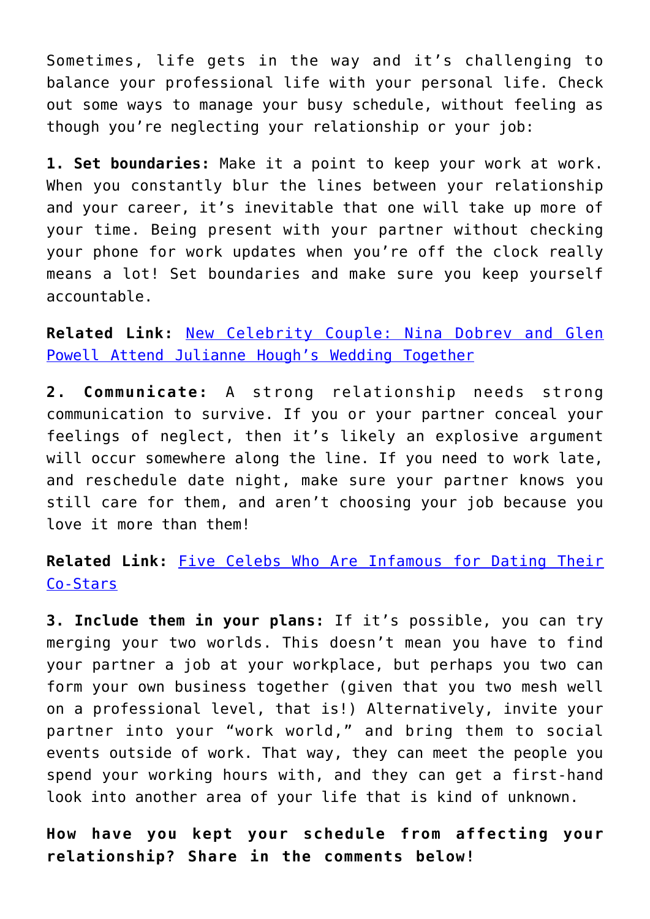Sometimes, life gets in the way and it's challenging to balance your professional life with your personal life. Check out some ways to manage your busy schedule, without feeling as though you're neglecting your relationship or your job:

**1. Set boundaries:** Make it a point to keep your work at work. When you constantly blur the lines between your relationship and your career, it's inevitable that one will take up more of your time. Being present with your partner without checking your phone for work updates when you're off the clock really means a lot! Set boundaries and make sure you keep yourself accountable.

**Related Link:** New Celebrity Couple: Nina Dobrev and Glen Powell Attend Julianne Hough's Wedding Together

**2. Communicate:** A strong relationship needs strong communication to survive. If you or your partner conceal your feelings of neglect, then it's likely an explosive argument will occur somewhere along the line. If you need to work late, and reschedule date night, make sure your partner knows you still care for them, and aren't choosing your job because you love it more than them!

**Related Link:** Five Celebs Who Are Infamous for Dating Their Co-Stars

**3. Include them in your plans:** If it's possible, you can try merging your two worlds. This doesn't mean you have to find your partner a job at your workplace, but perhaps you two can form your own business together (given that you two mesh well on a professional level, that is!) Alternatively, invite your partner into your "work world," and bring them to social events outside of work. That way, they can meet the people you spend your working hours with, and they can get a first-hand look into another area of your life that is kind of unknown.

**How have you kept your schedule from affecting your relationship? Share in the comments below!**